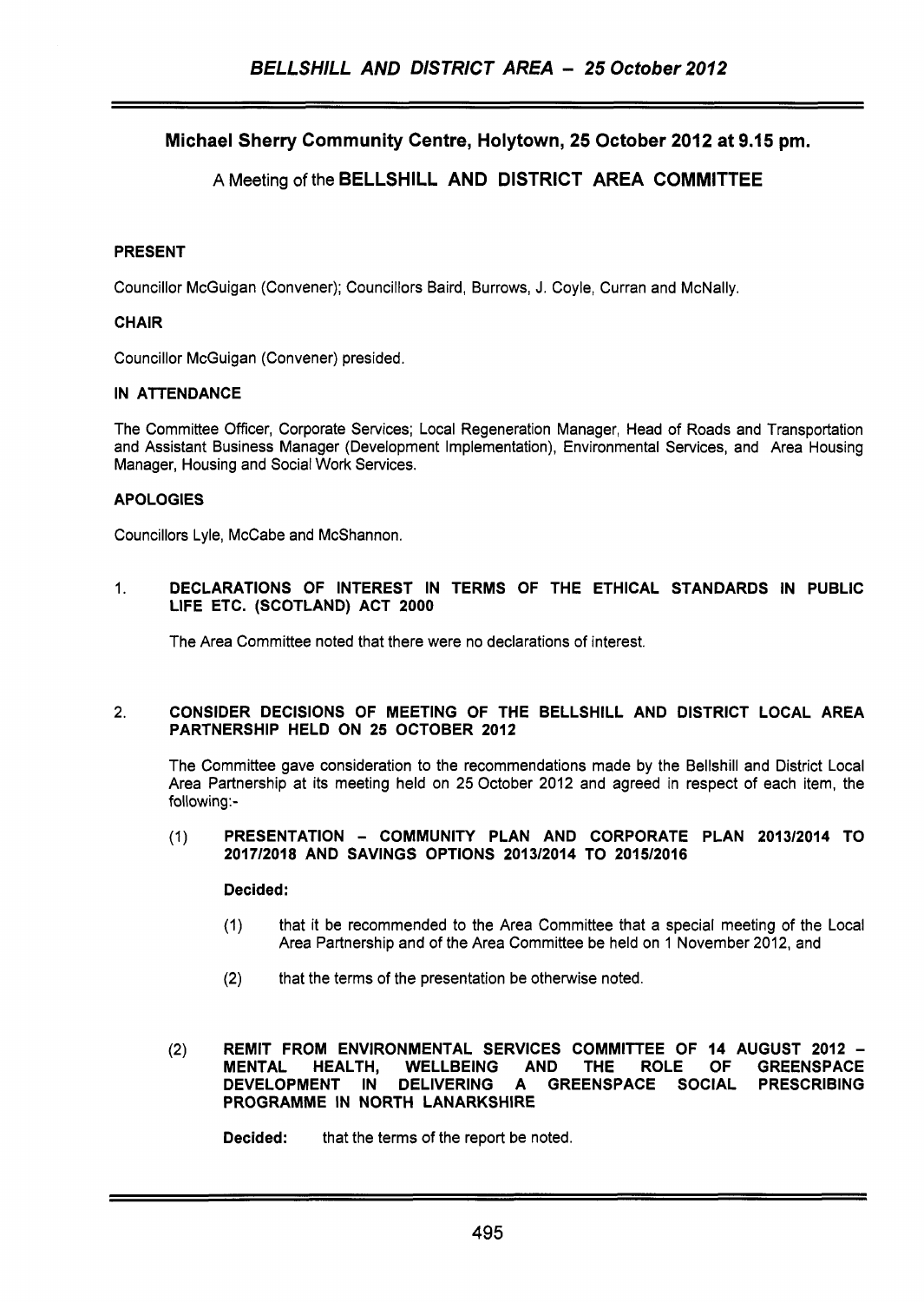# Michael Sherry Community Centre, Holytown, 25 October 2012 at 9.15 pm.

## A Meeting of the BELLSHILL AND DISTRICT AREA COMMITTEE

**PRESENT**

Councillor McGuigan (Convener); Councillors Baird, Burrows, J. Coyle, Curran and McNally.

**CHAIR**

Councillor McGuigan (Convener) presided.

**IN ATTENDANCE**

The Committee Officer, Corporate Services; Local Regeneration Manager, Head of Roads and Transportation and Assistant Business Manager (Development Implementation), Environmental Services, and Area Housing Manager, Housing and Social Work Services.

**APOLOGIES**

Councillors Lyle, McCabe and McShannon.

1. **DECLARATIONS OF INTEREST IN TERMS OF THE ETHICAL STANDARDS IN PUBLIC LIFE ETC. (SCOTLAND) ACT 2000**

   The Area Committee noted that there were no declarations of interest.

2. **CONSIDER DECISIONS OF MEETING OF THE BELLSHILL AND DISTRICT LOCAL AREA PARTNERSHIP HELD ON 25 OCTOBER 2012**

   The Committee gave consideration to the recommendations made by the Bellshill and District Local Area Partnership at its meeting held on 25 October 2012 and agreed in respect of each item, the following:-

   (1) **PRESENTATION – COMMUNITY PLAN AND CORPORATE PLAN 2013/2014 TO 2017/2018 AND SAVINGS OPTIONS 2013/2014 TO 2015/2016**

   **Decided:**

   (1) that it be recommended to the Area Committee that a special meeting of the Local Area Partnership and of the Area Committee be held on 1 November 2012, and

   (2) that the terms of the presentation be otherwise noted.

   (2) **REMIT FROM ENVIRONMENTAL SERVICES COMMITTEE OF 14 AUGUST 2012 – MENTAL HEALTH, WELLBEING AND THE ROLE OF GREENSPACE DEVELOPMENT IN DELIVERING A GREENSPACE SOCIAL PRESCRIBING PROGRAMME IN NORTH LANARKSHIRE**

   **Decided:** that the terms of the report be noted.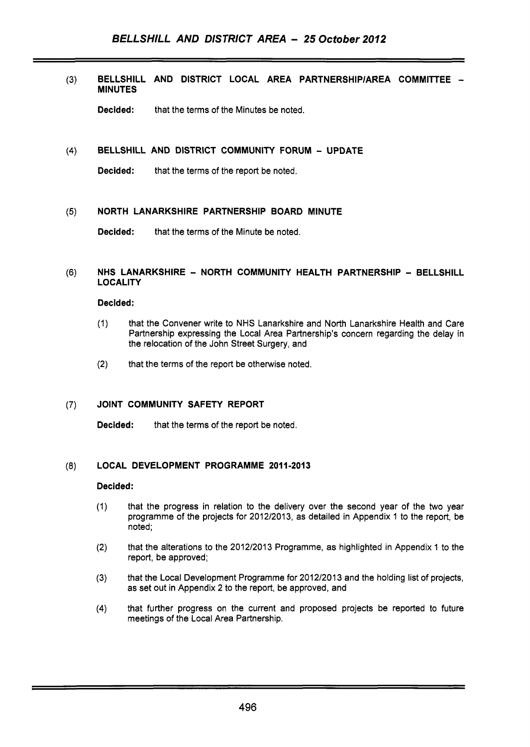(3) **BELLSHILL AND DISTRICT LOCAL AREA PARTNERSHIP/AREA COMMITTEE – MINUTES**

**Decided:** that the terms of the Minutes be noted.

(4) **BELLSHILL AND DISTRICT COMMUNITY FORUM – UPDATE**

**Decided:** that the terms of the report be noted.

(5) **NORTH LANARKSHIRE PARTNERSHIP BOARD MINUTE**

**Decided:** that the terms of the Minute be noted.

(6) **NHS LANARKSHIRE – NORTH COMMUNITY HEALTH PARTNERSHIP – BELLSHILL LOCALITY**

**Decided:**

(1) that the Convener write to NHS Lanarkshire and North Lanarkshire Health and Care Partnership expressing the Local Area Partnership's concern regarding the delay in the relocation of the John Street Surgery, and

(2) that the terms of the report be otherwise noted.

(7) **JOINT COMMUNITY SAFETY REPORT**

**Decided:** that the terms of the report be noted.

(8) **LOCAL DEVELOPMENT PROGRAMME 2011-2013**

**Decided:**

(1) that the progress in relation to the delivery over the second year of the two year programme of the projects for 2012/2013, as detailed in Appendix 1 to the report, be noted;

(2) that the alterations to the 2012/2013 Programme, as highlighted in Appendix 1 to the report, be approved;

(3) that the Local Development Programme for 2012/2013 and the holding list of projects, as set out in Appendix 2 to the report, be approved, and

(4) that further progress on the current and proposed projects be reported to future meetings of the Local Area Partnership.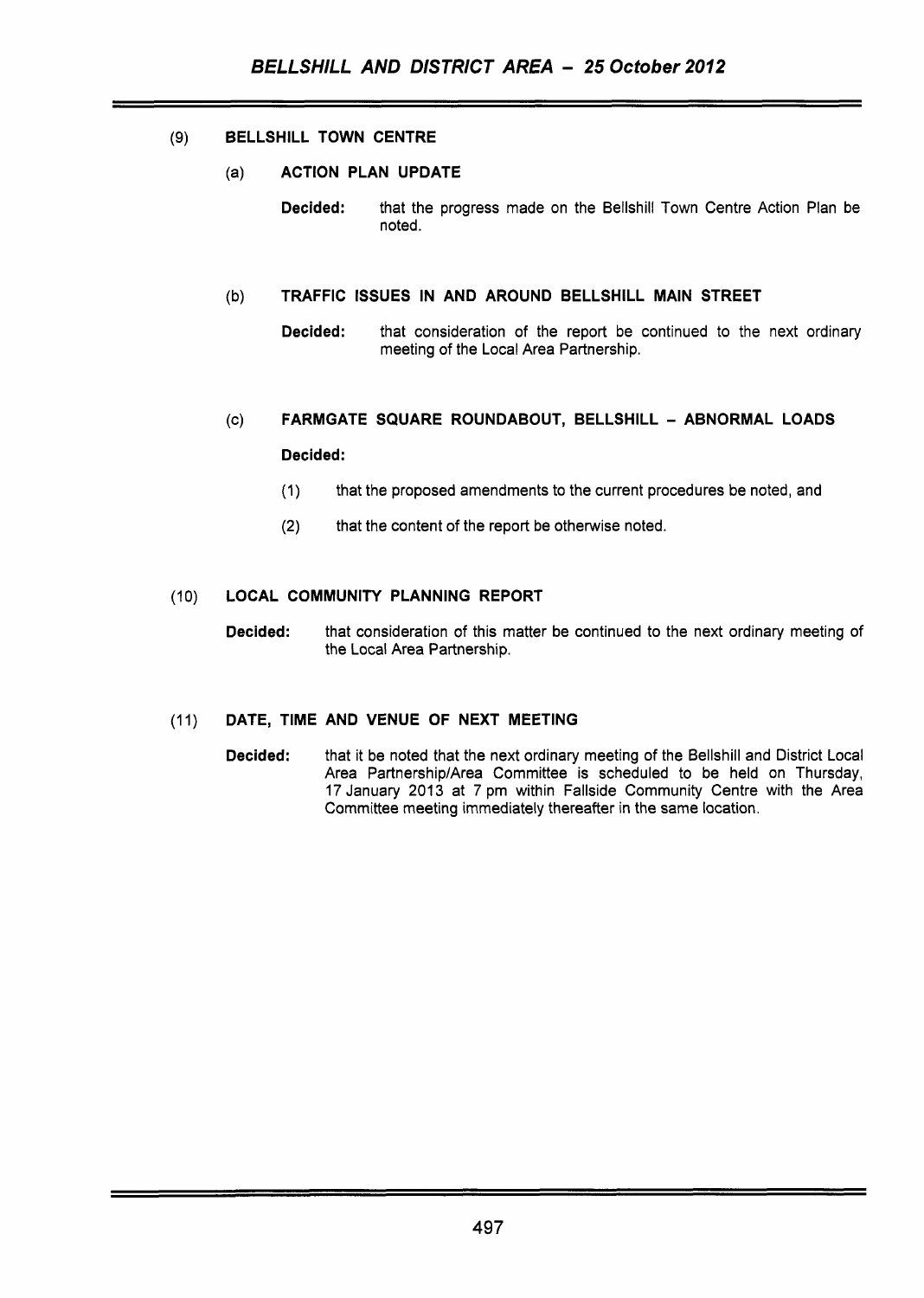**(9) BELLSHILL TOWN CENTRE**

**(a) ACTION PLAN UPDATE**

**Decided:** that the progress made on the Bellshill Town Centre Action Plan be noted.

**(b) TRAFFIC ISSUES IN AND AROUND BELLSHILL MAIN STREET**

**Decided:** that consideration of the report be continued to the next ordinary meeting of the Local Area Partnership.

**(c) FARMGATE SQUARE ROUNDABOUT, BELLSHILL – ABNORMAL LOADS**

**Decided:**

(1) that the proposed amendments to the current procedures be noted, and

(2) that the content of the report be otherwise noted.

**(10) LOCAL COMMUNITY PLANNING REPORT**

**Decided:** that consideration of this matter be continued to the next ordinary meeting of the Local Area Partnership.

**(11) DATE, TIME AND VENUE OF NEXT MEETING**

**Decided:** that it be noted that the next ordinary meeting of the Bellshill and District Local Area Partnership/Area Committee is scheduled to be held on Thursday, 17 January 2013 at 7 pm within Fallside Community Centre with the Area Committee meeting immediately thereafter in the same location.